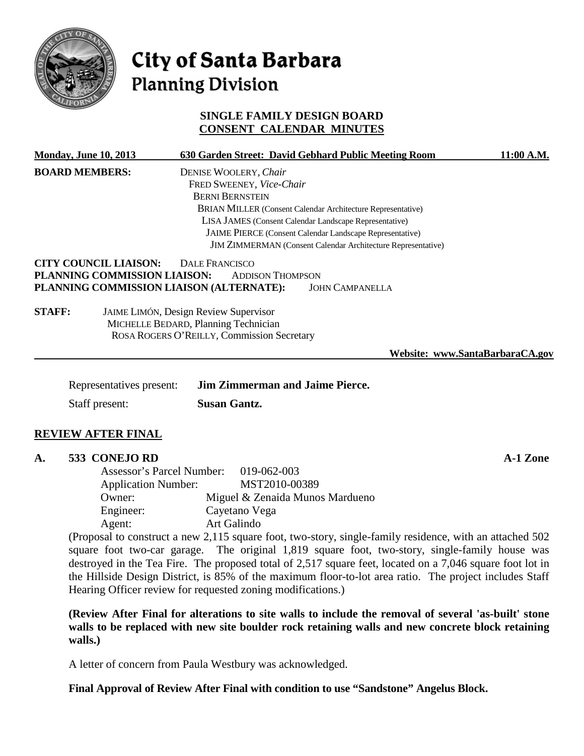# City of Santa Barbara
## Planning Division

**SINGLE FAMILY DESIGN BOARD**
**CONSENT CALENDAR MINUTES**

**Monday, June 10, 2013** **630 Garden Street: David Gebhard Public Meeting Room** **11:00 A.M.**

**BOARD MEMBERS:**
DENISE WOOLERY, *Chair*
FRED SWEENEY, *Vice-Chair*
BERNI BERNSTEIN
BRIAN MILLER (Consent Calendar Architecture Representative)
LISA JAMES (Consent Calendar Landscape Representative)
JAIME PIERCE (Consent Calendar Landscape Representative)
JIM ZIMMERMAN (Consent Calendar Architecture Representative)

**CITY COUNCIL LIAISON:** DALE FRANCISCO
**PLANNING COMMISSION LIAISON:** ADDISON THOMPSON
**PLANNING COMMISSION LIAISON (ALTERNATE):** JOHN CAMPANELLA

**STAFF:**
JAIME LIMÓN, Design Review Supervisor
MICHELLE BEDARD, Planning Technician
ROSA ROGERS O'REILLY, Commission Secretary

**Website: www.SantaBarbaraCA.gov**

Representatives present: **Jim Zimmerman and Jaime Pierce.**

Staff present: **Susan Gantz.**

## REVIEW AFTER FINAL

**A. 533 CONEJO RD** **A-1 Zone**

Assessor's Parcel Number: 019-062-003
Application Number: MST2010-00389
Owner: Miguel & Zenaida Munos Mardueno
Engineer: Cayetano Vega
Agent: Art Galindo

(Proposal to construct a new 2,115 square foot, two-story, single-family residence, with an attached 502 square foot two-car garage. The original 1,819 square foot, two-story, single-family house was destroyed in the Tea Fire. The proposed total of 2,517 square feet, located on a 7,046 square foot lot in the Hillside Design District, is 85% of the maximum floor-to-lot area ratio. The project includes Staff Hearing Officer review for requested zoning modifications.)

**(Review After Final for alterations to site walls to include the removal of several 'as-built' stone walls to be replaced with new site boulder rock retaining walls and new concrete block retaining walls.)**

A letter of concern from Paula Westbury was acknowledged.

**Final Approval of Review After Final with condition to use "Sandstone" Angelus Block.**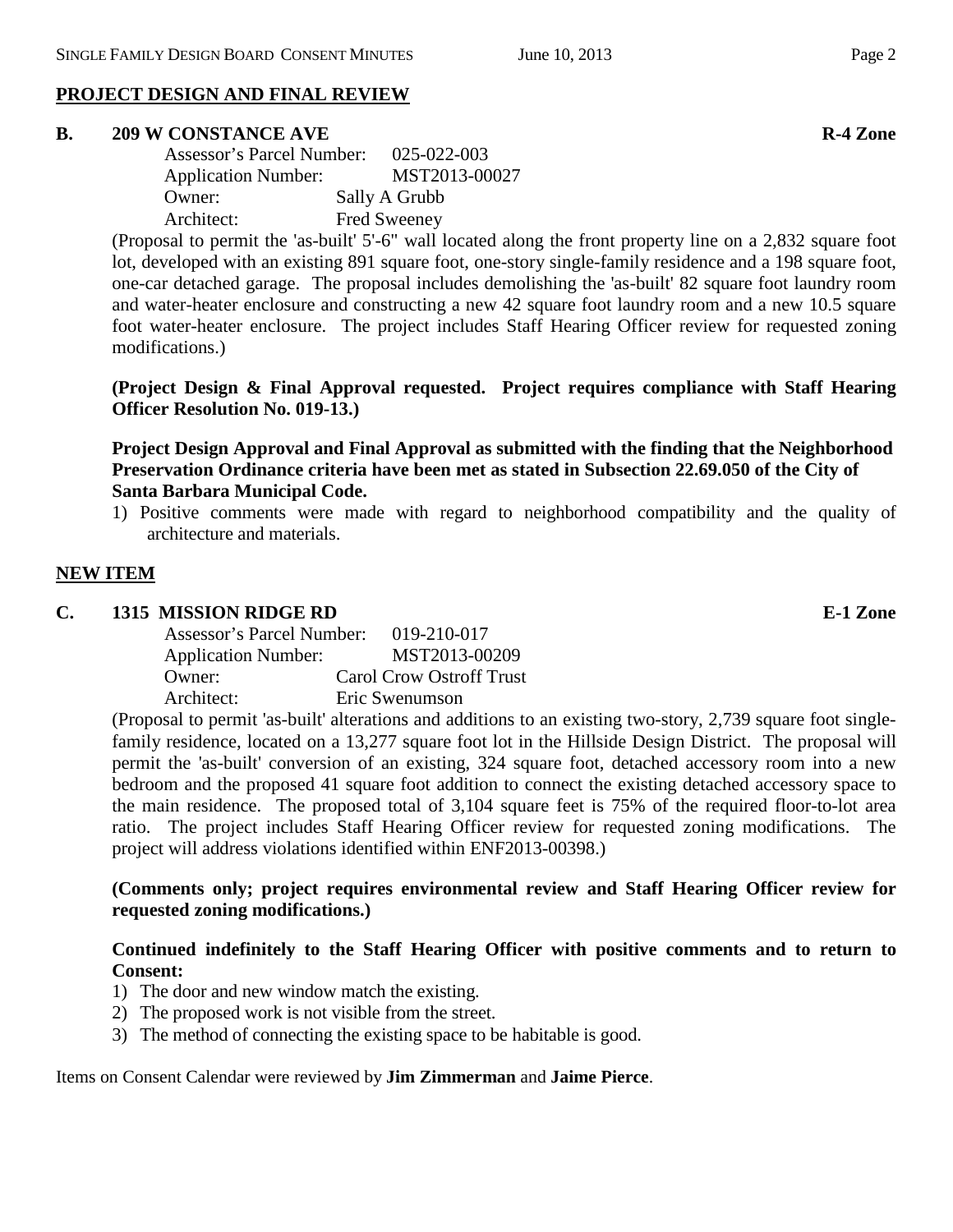## PROJECT DESIGN AND FINAL REVIEW

### B. 209 W CONSTANCE AVE — R-4 Zone

Assessor's Parcel Number: 025-022-003
Application Number: MST2013-00027
Owner: Sally A Grubb
Architect: Fred Sweeney

(Proposal to permit the 'as-built' 5'-6" wall located along the front property line on a 2,832 square foot lot, developed with an existing 891 square foot, one-story single-family residence and a 198 square foot, one-car detached garage. The proposal includes demolishing the 'as-built' 82 square foot laundry room and water-heater enclosure and constructing a new 42 square foot laundry room and a new 10.5 square foot water-heater enclosure. The project includes Staff Hearing Officer review for requested zoning modifications.)

**(Project Design & Final Approval requested. Project requires compliance with Staff Hearing Officer Resolution No. 019-13.)**

**Project Design Approval and Final Approval as submitted with the finding that the Neighborhood Preservation Ordinance criteria have been met as stated in Subsection 22.69.050 of the City of Santa Barbara Municipal Code.**

1) Positive comments were made with regard to neighborhood compatibility and the quality of architecture and materials.

## NEW ITEM

### C. 1315 MISSION RIDGE RD — E-1 Zone

Assessor's Parcel Number: 019-210-017
Application Number: MST2013-00209
Owner: Carol Crow Ostroff Trust
Architect: Eric Swenumson

(Proposal to permit 'as-built' alterations and additions to an existing two-story, 2,739 square foot single-family residence, located on a 13,277 square foot lot in the Hillside Design District. The proposal will permit the 'as-built' conversion of an existing, 324 square foot, detached accessory room into a new bedroom and the proposed 41 square foot addition to connect the existing detached accessory space to the main residence. The proposed total of 3,104 square feet is 75% of the required floor-to-lot area ratio. The project includes Staff Hearing Officer review for requested zoning modifications. The project will address violations identified within ENF2013-00398.)

**(Comments only; project requires environmental review and Staff Hearing Officer review for requested zoning modifications.)**

**Continued indefinitely to the Staff Hearing Officer with positive comments and to return to Consent:**

1) The door and new window match the existing.
2) The proposed work is not visible from the street.
3) The method of connecting the existing space to be habitable is good.

Items on Consent Calendar were reviewed by **Jim Zimmerman** and **Jaime Pierce**.